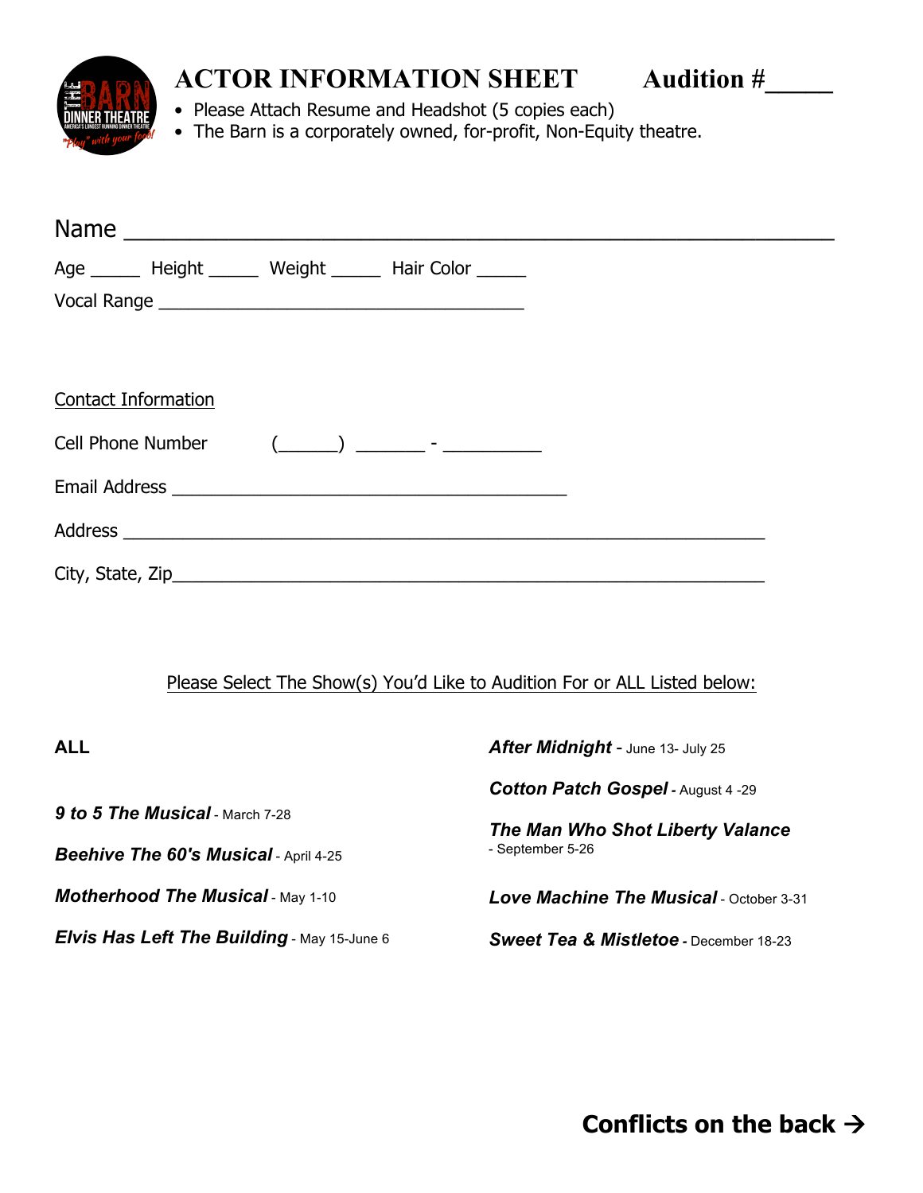# ACTOR INFORMATION SHEET Audition #_____

- Please Attach Resume and Headshot (5 copies each)
- The Barn is a corporately owned, for-profit, Non-Equity theatre.

Name ______________________________________________________

Age _____ Height _____ Weight _____ Hair Color _____

Vocal Range ___________________________________

Contact Information

Cell Phone Number (______) _______ - __________

Email Address ______________________________________

Address ____________________________________________________________

City, State, Zip_____________________________________________________

Please Select The Show(s) You'd Like to Audition For or ALL Listed below:

**ALL**

***9 to 5 The Musical*** - March 7-28

***Beehive The 60's Musical*** - April 4-25

***Motherhood The Musical*** - May 1-10

***Elvis Has Left The Building*** - May 15-June 6

***After Midnight*** - June 13- July 25

***Cotton Patch Gospel*** - August 4 -29

***The Man Who Shot Liberty Valance*** - September 5-26

***Love Machine The Musical*** - October 3-31

***Sweet Tea & Mistletoe*** - December 18-23

**Conflicts on the back →**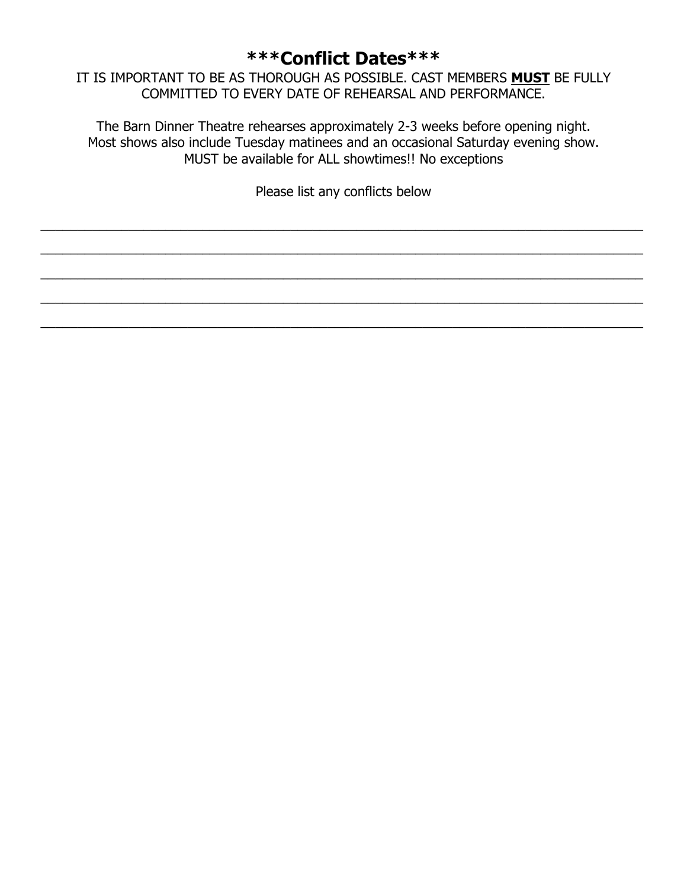# ***Conflict Dates***

IT IS IMPORTANT TO BE AS THOROUGH AS POSSIBLE. CAST MEMBERS **MUST** BE FULLY COMMITTED TO EVERY DATE OF REHEARSAL AND PERFORMANCE.

The Barn Dinner Theatre rehearses approximately 2-3 weeks before opening night.
Most shows also include Tuesday matinees and an occasional Saturday evening show.
MUST be available for ALL showtimes!! No exceptions

Please list any conflicts below

\_\_\_\_\_\_\_\_\_\_\_\_\_\_\_\_\_\_\_\_\_\_\_\_\_\_\_\_\_\_\_\_\_\_\_\_\_\_\_\_\_\_\_\_\_\_\_\_\_\_\_\_\_\_\_\_\_\_\_\_\_\_\_\_\_\_\_\_\_\_\_\_\_\_\_\_\_\_

\_\_\_\_\_\_\_\_\_\_\_\_\_\_\_\_\_\_\_\_\_\_\_\_\_\_\_\_\_\_\_\_\_\_\_\_\_\_\_\_\_\_\_\_\_\_\_\_\_\_\_\_\_\_\_\_\_\_\_\_\_\_\_\_\_\_\_\_\_\_\_\_\_\_\_\_\_\_

\_\_\_\_\_\_\_\_\_\_\_\_\_\_\_\_\_\_\_\_\_\_\_\_\_\_\_\_\_\_\_\_\_\_\_\_\_\_\_\_\_\_\_\_\_\_\_\_\_\_\_\_\_\_\_\_\_\_\_\_\_\_\_\_\_\_\_\_\_\_\_\_\_\_\_\_\_\_

\_\_\_\_\_\_\_\_\_\_\_\_\_\_\_\_\_\_\_\_\_\_\_\_\_\_\_\_\_\_\_\_\_\_\_\_\_\_\_\_\_\_\_\_\_\_\_\_\_\_\_\_\_\_\_\_\_\_\_\_\_\_\_\_\_\_\_\_\_\_\_\_\_\_\_\_\_\_

\_\_\_\_\_\_\_\_\_\_\_\_\_\_\_\_\_\_\_\_\_\_\_\_\_\_\_\_\_\_\_\_\_\_\_\_\_\_\_\_\_\_\_\_\_\_\_\_\_\_\_\_\_\_\_\_\_\_\_\_\_\_\_\_\_\_\_\_\_\_\_\_\_\_\_\_\_\_